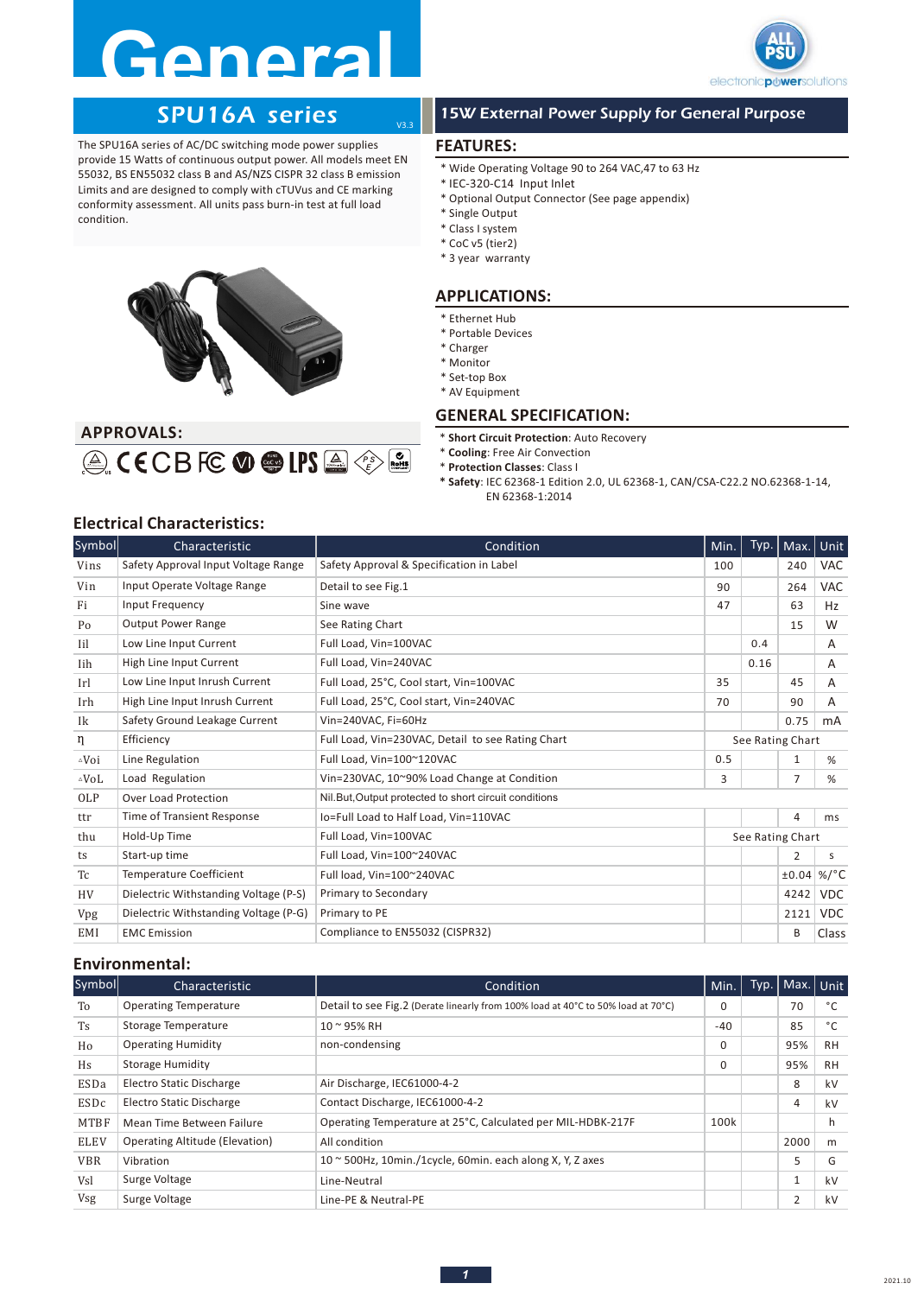# General

## SPU16A series

V3.3

The SPU16A series of AC/DC switching mode power supplies provide 15 Watts of continuous output power. All models meet EN 55032, BS EN55032 class B and AS/NZS CISPR 32 class B emission Limits and are designed to comply with cTUVus and CE marking conformity assessment. All units pass burn-in test at full load condition.

## APPROVALS:

## 15W External Power Supply for General Purpose

## FEATURES:

* Wide Operating Voltage 90 to 264 VAC,47 to 63 Hz
* IEC-320-C14 Input Inlet
* Optional Output Connector (See page appendix)
* Single Output
* Class I system
* CoC v5 (tier2)
* 3 year warranty

## APPLICATIONS:

* Ethernet Hub
* Portable Devices
* Charger
* Monitor
* Set-top Box
* AV Equipment

## GENERAL SPECIFICATION:

* **Short Circuit Protection**: Auto Recovery
* **Cooling**: Free Air Convection
* **Protection Classes**: Class I
* **Safety**: IEC 62368-1 Edition 2.0, UL 62368-1, CAN/CSA-C22.2 NO.62368-1-14, EN 62368-1:2014

## Electrical Characteristics:

| Symbol | Characteristic | Condition | Min. | Typ. | Max. | Unit |
|---|---|---|---|---|---|---|
| Vins | Safety Approval Input Voltage Range | Safety Approval & Specification in Label | 100 | | 240 | VAC |
| Vin | Input Operate Voltage Range | Detail to see Fig.1 | 90 | | 264 | VAC |
| Fi | Input Frequency | Sine wave | 47 | | 63 | Hz |
| Po | Output Power Range | See Rating Chart | | | 15 | W |
| Iil | Low Line Input Current | Full Load, Vin=100VAC | | 0.4 | | A |
| Iih | High Line Input Current | Full Load, Vin=240VAC | | 0.16 | | A |
| Irl | Low Line Input Inrush Current | Full Load, 25°C, Cool start, Vin=100VAC | 35 | | 45 | A |
| Irh | High Line Input Inrush Current | Full Load, 25°C, Cool start, Vin=240VAC | 70 | | 90 | A |
| Ik | Safety Ground Leakage Current | Vin=240VAC, Fi=60Hz | | | 0.75 | mA |
| η | Efficiency | Full Load, Vin=230VAC, Detail to see Rating Chart | See Rating Chart | | | |
| △Voi | Line Regulation | Full Load, Vin=100~120VAC | 0.5 | | 1 | % |
| △VoL | Load Regulation | Vin=230VAC, 10~90% Load Change at Condition | 3 | | 7 | % |
| OLP | Over Load Protection | Nil.But,Output protected to short circuit conditions | | | | |
| ttr | Time of Transient Response | Io=Full Load to Half Load, Vin=110VAC | | | 4 | ms |
| thu | Hold-Up Time | Full Load, Vin=100VAC | See Rating Chart | | | |
| ts | Start-up time | Full Load, Vin=100~240VAC | | | 2 | s |
| Tc | Temperature Coefficient | Full load, Vin=100~240VAC | | | ±0.04 | %/°C |
| HV | Dielectric Withstanding Voltage (P-S) | Primary to Secondary | | | 4242 | VDC |
| Vpg | Dielectric Withstanding Voltage (P-G) | Primary to PE | | | 2121 | VDC |
| EMI | EMC Emission | Compliance to EN55032 (CISPR32) | | | B | Class |

## Environmental:

| Symbol | Characteristic | Condition | Min. | Typ. | Max. | Unit |
|---|---|---|---|---|---|---|
| To | Operating Temperature | Detail to see Fig.2 (Derate linearly from 100% load at 40°C to 50% load at 70°C) | 0 | | 70 | °C |
| Ts | Storage Temperature | 10 ~ 95% RH | -40 | | 85 | °C |
| Ho | Operating Humidity | non-condensing | 0 | | 95% | RH |
| Hs | Storage Humidity | | 0 | | 95% | RH |
| ESDa | Electro Static Discharge | Air Discharge, IEC61000-4-2 | | | 8 | kV |
| ESDc | Electro Static Discharge | Contact Discharge, IEC61000-4-2 | | | 4 | kV |
| MTBF | Mean Time Between Failure | Operating Temperature at 25°C, Calculated per MIL-HDBK-217F | 100k | | | h |
| ELEV | Operating Altitude (Elevation) | All condition | | | 2000 | m |
| VBR | Vibration | 10 ~ 500Hz, 10min./1cycle, 60min. each along X, Y, Z axes | | | 5 | G |
| Vsl | Surge Voltage | Line-Neutral | | | 1 | kV |
| Vsg | Surge Voltage | Line-PE & Neutral-PE | | | 2 | kV |

2021.10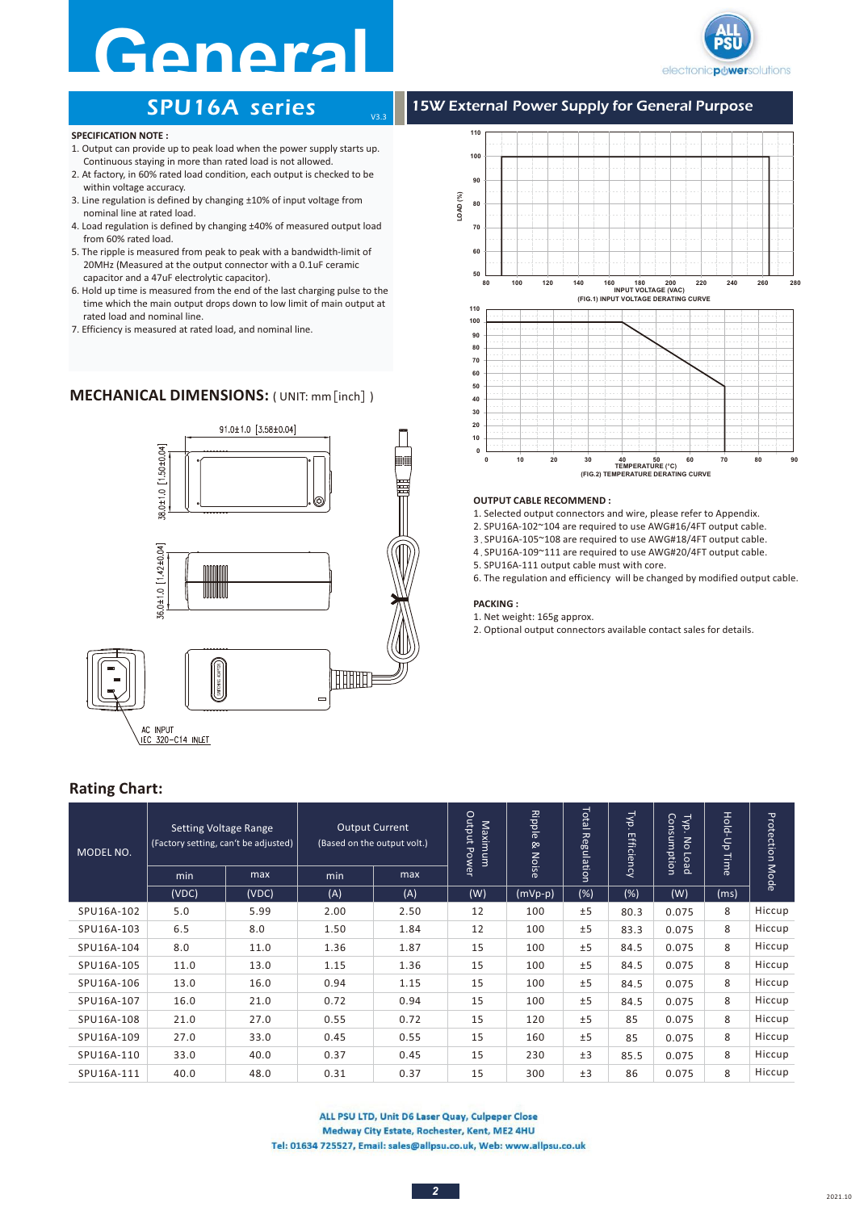# General

## SPU16A series

V3.3

## 15W External Power Supply for General Purpose

**SPECIFICATION NOTE :**

1. Output can provide up to peak load when the power supply starts up. Continuous staying in more than rated load is not allowed.
2. At factory, in 60% rated load condition, each output is checked to be within voltage accuracy.
3. Line regulation is defined by changing ±10% of input voltage from nominal line at rated load.
4. Load regulation is defined by changing ±40% of measured output load from 60% rated load.
5. The ripple is measured from peak to peak with a bandwidth-limit of 20MHz (Measured at the output connector with a 0.1uF ceramic capacitor and a 47uF electrolytic capacitor).
6. Hold up time is measured from the end of the last charging pulse to the time which the main output drops down to low limit of main output at rated load and nominal line.
7. Efficiency is measured at rated load, and nominal line.

LOAD (%)
110
100
90
80
70
60
50
80 100 120 140 160 180 200 220 240 260 280
INPUT VOLTAGE (VAC)
(FIG.1) INPUT VOLTAGE DERATING CURVE

110
100
90
80
70
60
50
40
30
20
10
0
0 10 20 30 40 50 60 70 80 90
TEMPERATURE (°C)
(FIG.2) TEMPERATURE DERATING CURVE

## MECHANICAL DIMENSIONS: ( UNIT: mm [inch] )

91.0±1.0 [3.58±0.04]
38.0±1.0 [1.50±0.04]
36.0±1.0 [1.42±0.04]
AC INPUT
IEC 320-C14 INLET

**OUTPUT CABLE RECOMMEND :**

1. Selected output connectors and wire, please refer to Appendix.
2. SPU16A-102~104 are required to use AWG#16/4FT output cable.
3. SPU16A-105~108 are required to use AWG#18/4FT output cable.
4. SPU16A-109~111 are required to use AWG#20/4FT output cable.
5. SPU16A-111 output cable must with core.
6. The regulation and efficiency will be changed by modified output cable.

**PACKING :**

1. Net weight: 165g approx.
2. Optional output connectors available contact sales for details.

## Rating Chart:

| MODEL NO. | Setting Voltage Range (Factory setting, can't be adjusted) | | Output Current (Based on the output volt.) | | Maximum Output Power | Ripple & Noise | Total Regulation | Typ. Efficiency | Typ. No Load Consumption | Hold-Up Time | Protection Mode |
|---|---|---|---|---|---|---|---|---|---|---|---|
| | min | max | min | max | | | | | | | |
| | (VDC) | (VDC) | (A) | (A) | (W) | (mVp-p) | (%) | (%) | (W) | (ms) | |
| SPU16A-102 | 5.0 | 5.99 | 2.00 | 2.50 | 12 | 100 | ±5 | 80.3 | 0.075 | 8 | Hiccup |
| SPU16A-103 | 6.5 | 8.0 | 1.50 | 1.84 | 12 | 100 | ±5 | 83.3 | 0.075 | 8 | Hiccup |
| SPU16A-104 | 8.0 | 11.0 | 1.36 | 1.87 | 15 | 100 | ±5 | 84.5 | 0.075 | 8 | Hiccup |
| SPU16A-105 | 11.0 | 13.0 | 1.15 | 1.36 | 15 | 100 | ±5 | 84.5 | 0.075 | 8 | Hiccup |
| SPU16A-106 | 13.0 | 16.0 | 0.94 | 1.15 | 15 | 100 | ±5 | 84.5 | 0.075 | 8 | Hiccup |
| SPU16A-107 | 16.0 | 21.0 | 0.72 | 0.94 | 15 | 100 | ±5 | 84.5 | 0.075 | 8 | Hiccup |
| SPU16A-108 | 21.0 | 27.0 | 0.55 | 0.72 | 15 | 120 | ±5 | 85 | 0.075 | 8 | Hiccup |
| SPU16A-109 | 27.0 | 33.0 | 0.45 | 0.55 | 15 | 160 | ±5 | 85 | 0.075 | 8 | Hiccup |
| SPU16A-110 | 33.0 | 40.0 | 0.37 | 0.45 | 15 | 230 | ±3 | 85.5 | 0.075 | 8 | Hiccup |
| SPU16A-111 | 40.0 | 48.0 | 0.31 | 0.37 | 15 | 300 | ±3 | 86 | 0.075 | 8 | Hiccup |

**ALL PSU LTD, Unit D6 Laser Quay, Culpeper Close**
**Medway City Estate, Rochester, Kent, ME2 4HU**
**Tel: 01634 725527, Email: sales@allpsu.co.uk, Web: www.allpsu.co.uk**

2021.10